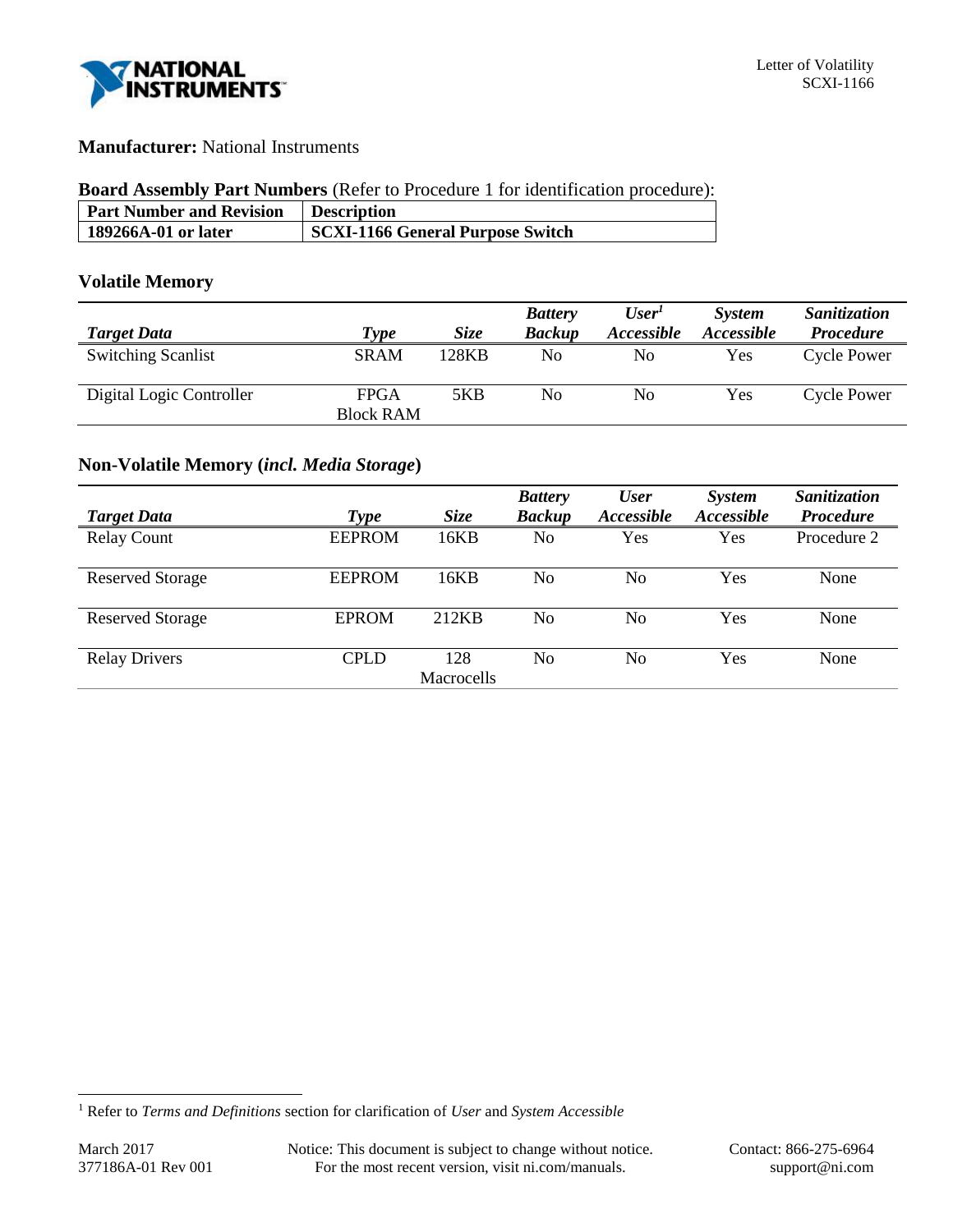Letter of Volatility
SCXI-1166

**Manufacturer:** National Instruments

**Board Assembly Part Numbers** (Refer to Procedure 1 for identification procedure):

| Part Number and Revision | Description |
|---|---|
| **189266A-01 or later** | **SCXI-1166 General Purpose Switch** |

### Volatile Memory

| *Target Data* | *Type* | *Size* | *Battery Backup* | *User[1] Accessible* | *System Accessible* | *Sanitization Procedure* |
|---|---|---|---|---|---|---|
| Switching Scanlist | SRAM | 128KB | No | No | Yes | Cycle Power |
| Digital Logic Controller | FPGA Block RAM | 5KB | No | No | Yes | Cycle Power |

### Non-Volatile Memory (*incl. Media Storage*)

| *Target Data* | *Type* | *Size* | *Battery Backup* | *User Accessible* | *System Accessible* | *Sanitization Procedure* |
|---|---|---|---|---|---|---|
| Relay Count | EEPROM | 16KB | No | Yes | Yes | Procedure 2 |
| Reserved Storage | EEPROM | 16KB | No | No | Yes | None |
| Reserved Storage | EPROM | 212KB | No | No | Yes | None |
| Relay Drivers | CPLD | 128 Macrocells | No | No | Yes | None |

[1] Refer to *Terms and Definitions* section for clarification of *User* and *System Accessible*

March 2017
377186A-01 Rev 001

Notice: This document is subject to change without notice.
For the most recent version, visit ni.com/manuals.

Contact: 866-275-6964
support@ni.com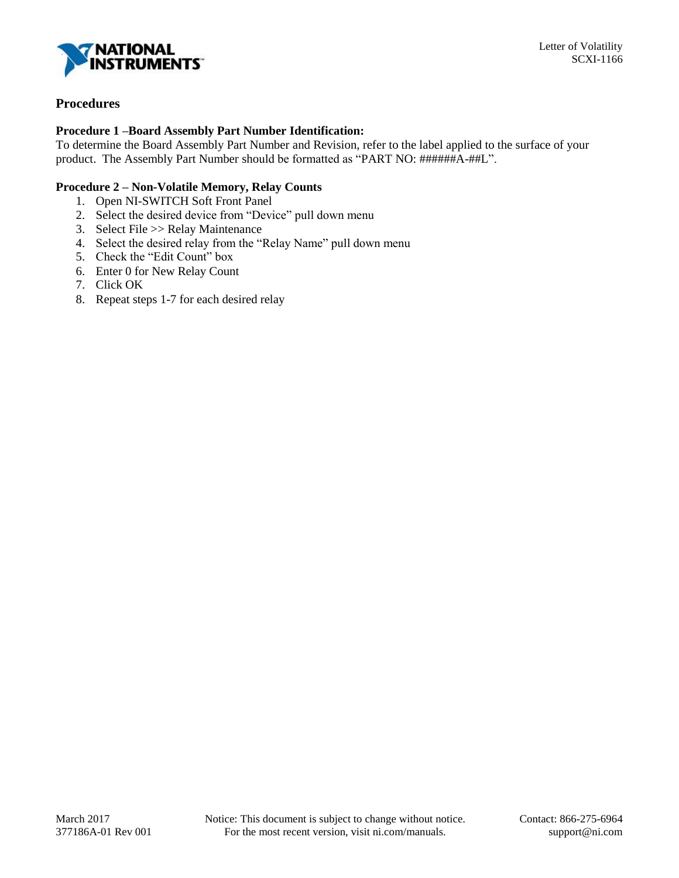## Procedures

### Procedure 1 –Board Assembly Part Number Identification:

To determine the Board Assembly Part Number and Revision, refer to the label applied to the surface of your product. The Assembly Part Number should be formatted as "PART NO: ######A-##L".

### Procedure 2 – Non-Volatile Memory, Relay Counts

1. Open NI-SWITCH Soft Front Panel
2. Select the desired device from "Device" pull down menu
3. Select File >> Relay Maintenance
4. Select the desired relay from the "Relay Name" pull down menu
5. Check the "Edit Count" box
6. Enter 0 for New Relay Count
7. Click OK
8. Repeat steps 1-7 for each desired relay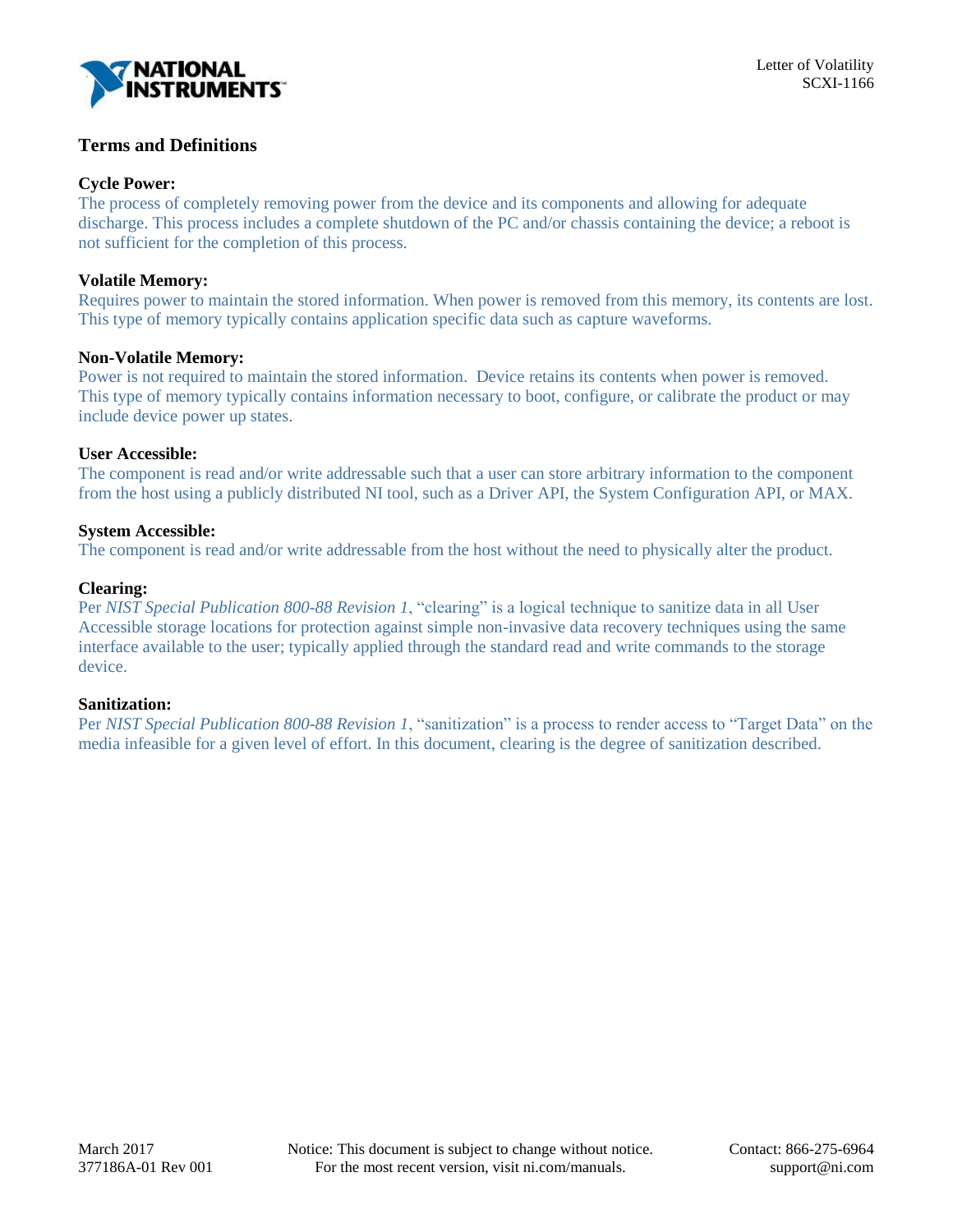## Terms and Definitions

**Cycle Power:**
The process of completely removing power from the device and its components and allowing for adequate discharge. This process includes a complete shutdown of the PC and/or chassis containing the device; a reboot is not sufficient for the completion of this process.

**Volatile Memory:**
Requires power to maintain the stored information. When power is removed from this memory, its contents are lost. This type of memory typically contains application specific data such as capture waveforms.

**Non-Volatile Memory:**
Power is not required to maintain the stored information. Device retains its contents when power is removed. This type of memory typically contains information necessary to boot, configure, or calibrate the product or may include device power up states.

**User Accessible:**
The component is read and/or write addressable such that a user can store arbitrary information to the component from the host using a publicly distributed NI tool, such as a Driver API, the System Configuration API, or MAX.

**System Accessible:**
The component is read and/or write addressable from the host without the need to physically alter the product.

**Clearing:**
Per *NIST Special Publication 800-88 Revision 1*, "clearing" is a logical technique to sanitize data in all User Accessible storage locations for protection against simple non-invasive data recovery techniques using the same interface available to the user; typically applied through the standard read and write commands to the storage device.

**Sanitization:**
Per *NIST Special Publication 800-88 Revision 1*, "sanitization" is a process to render access to "Target Data" on the media infeasible for a given level of effort. In this document, clearing is the degree of sanitization described.